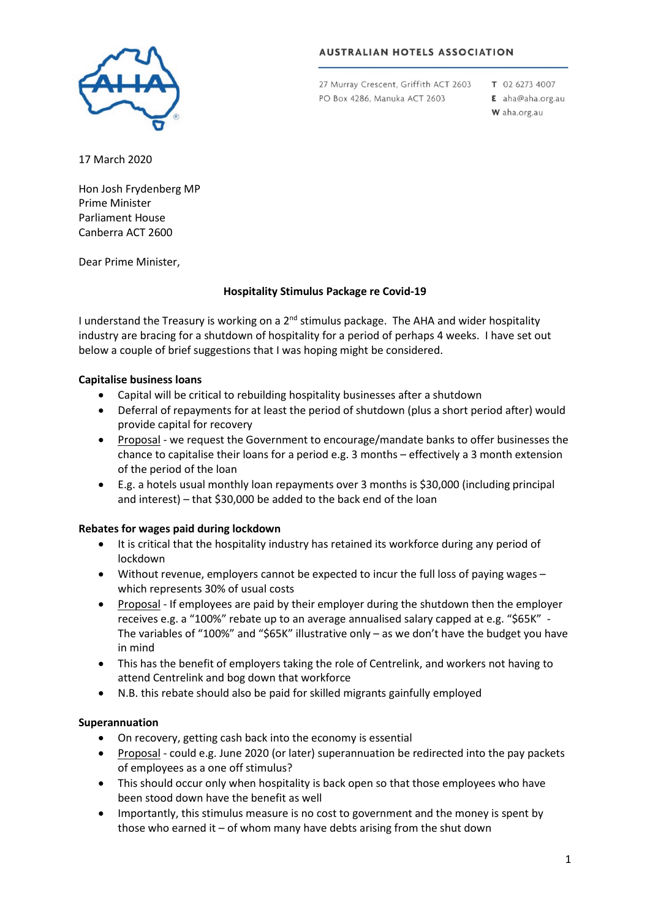AUSTRALIAN HOTELS ASSOCIATION

27 Murray Crescent, Griffith ACT 2603
PO Box 4286, Manuka ACT 2603

T 02 6273 4007
E aha@aha.org.au
W aha.org.au

17 March 2020

Hon Josh Frydenberg MP
Prime Minister
Parliament House
Canberra ACT 2600

Dear Prime Minister,

**Hospitality Stimulus Package re Covid-19**

I understand the Treasury is working on a 2nd stimulus package. The AHA and wider hospitality industry are bracing for a shutdown of hospitality for a period of perhaps 4 weeks. I have set out below a couple of brief suggestions that I was hoping might be considered.

**Capitalise business loans**

- Capital will be critical to rebuilding hospitality businesses after a shutdown
- Deferral of repayments for at least the period of shutdown (plus a short period after) would provide capital for recovery
- Proposal - we request the Government to encourage/mandate banks to offer businesses the chance to capitalise their loans for a period e.g. 3 months – effectively a 3 month extension of the period of the loan
- E.g. a hotels usual monthly loan repayments over 3 months is $30,000 (including principal and interest) – that $30,000 be added to the back end of the loan

**Rebates for wages paid during lockdown**

- It is critical that the hospitality industry has retained its workforce during any period of lockdown
- Without revenue, employers cannot be expected to incur the full loss of paying wages – which represents 30% of usual costs
- Proposal - If employees are paid by their employer during the shutdown then the employer receives e.g. a "100%" rebate up to an average annualised salary capped at e.g. "$65K" - The variables of "100%" and "$65K" illustrative only – as we don't have the budget you have in mind
- This has the benefit of employers taking the role of Centrelink, and workers not having to attend Centrelink and bog down that workforce
- N.B. this rebate should also be paid for skilled migrants gainfully employed

**Superannuation**

- On recovery, getting cash back into the economy is essential
- Proposal - could e.g. June 2020 (or later) superannuation be redirected into the pay packets of employees as a one off stimulus?
- This should occur only when hospitality is back open so that those employees who have been stood down have the benefit as well
- Importantly, this stimulus measure is no cost to government and the money is spent by those who earned it – of whom many have debts arising from the shut down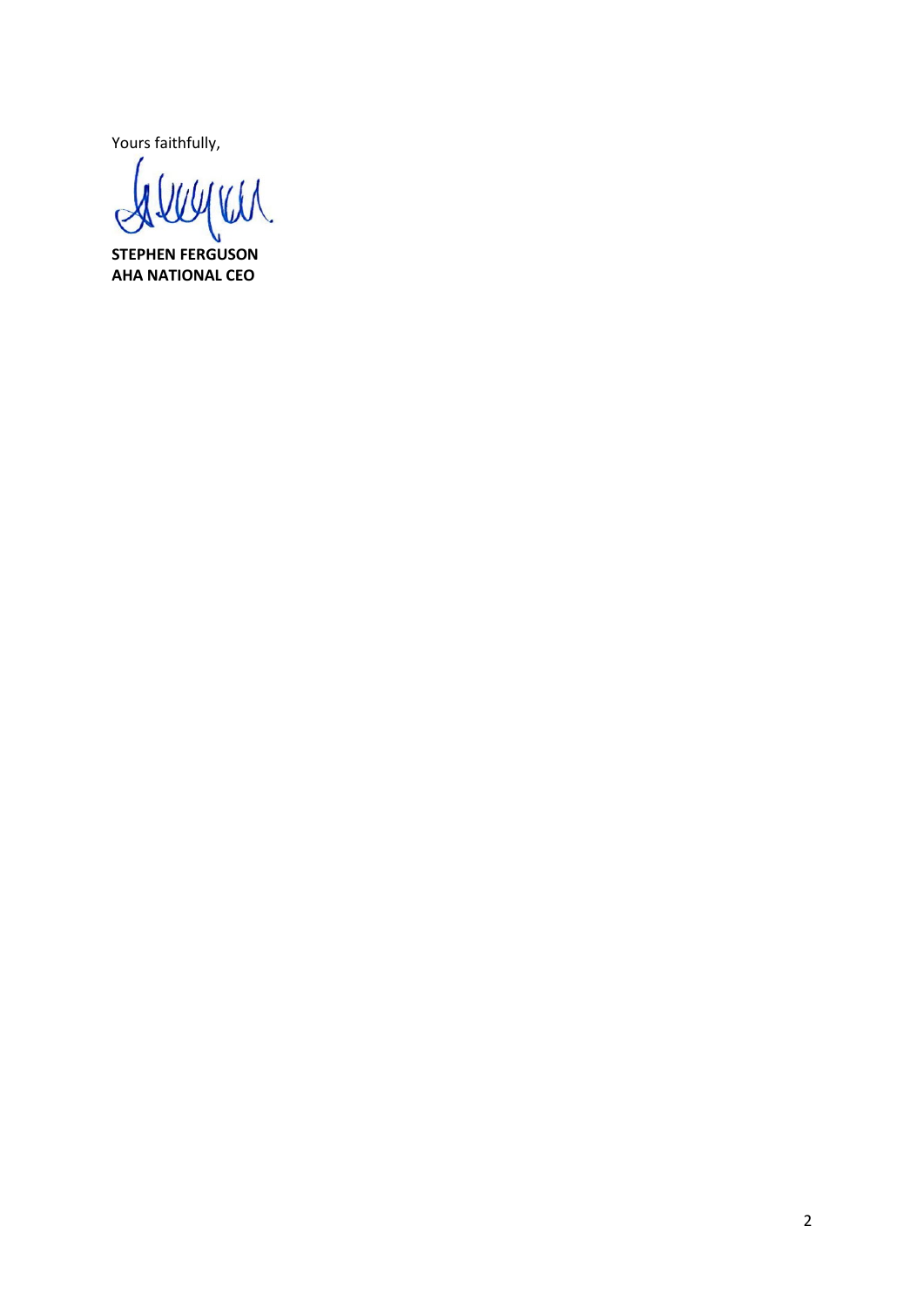Yours faithfully,

**STEPHEN FERGUSON**
**AHA NATIONAL CEO**